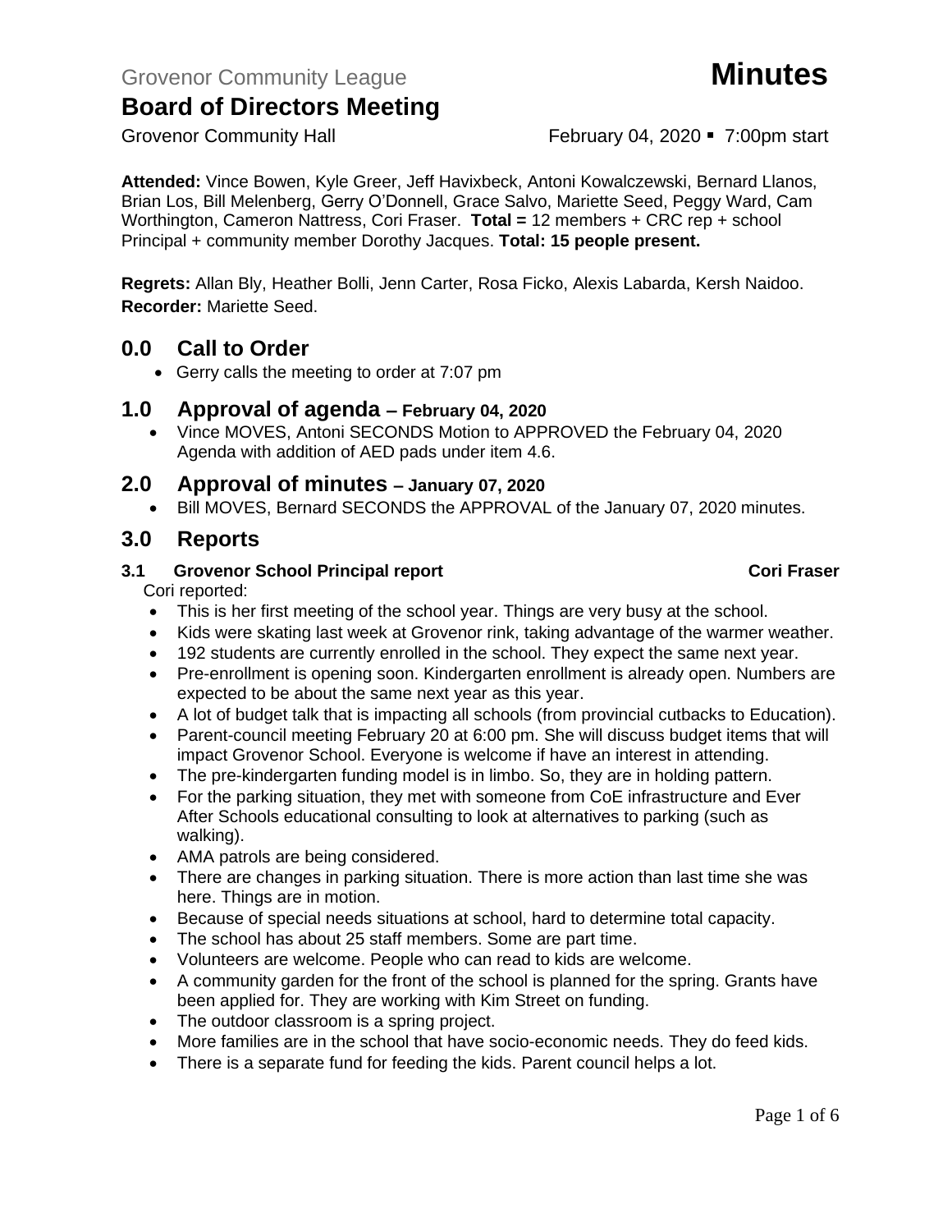Grovenor Community League **Minutes**

# Board of Directors Meeting

Grovenor Community Hall February 04, 2020 ▪ 7:00pm start

**Attended:** Vince Bowen, Kyle Greer, Jeff Havixbeck, Antoni Kowalczewski, Bernard Llanos, Brian Los, Bill Melenberg, Gerry O'Donnell, Grace Salvo, Mariette Seed, Peggy Ward, Cam Worthington, Cameron Nattress, Cori Fraser. **Total =** 12 members + CRC rep + school Principal + community member Dorothy Jacques. **Total: 15 people present.**

**Regrets:** Allan Bly, Heather Bolli, Jenn Carter, Rosa Ficko, Alexis Labarda, Kersh Naidoo.
**Recorder:** Mariette Seed.

## 0.0 Call to Order

- Gerry calls the meeting to order at 7:07 pm

## 1.0 Approval of agenda – February 04, 2020

- Vince MOVES, Antoni SECONDS Motion to APPROVED the February 04, 2020 Agenda with addition of AED pads under item 4.6.

## 2.0 Approval of minutes – January 07, 2020

- Bill MOVES, Bernard SECONDS the APPROVAL of the January 07, 2020 minutes.

## 3.0 Reports

### 3.1 Grovenor School Principal report — Cori Fraser

Cori reported:

- This is her first meeting of the school year. Things are very busy at the school.
- Kids were skating last week at Grovenor rink, taking advantage of the warmer weather.
- 192 students are currently enrolled in the school. They expect the same next year.
- Pre-enrollment is opening soon. Kindergarten enrollment is already open. Numbers are expected to be about the same next year as this year.
- A lot of budget talk that is impacting all schools (from provincial cutbacks to Education).
- Parent-council meeting February 20 at 6:00 pm. She will discuss budget items that will impact Grovenor School. Everyone is welcome if have an interest in attending.
- The pre-kindergarten funding model is in limbo. So, they are in holding pattern.
- For the parking situation, they met with someone from CoE infrastructure and Ever After Schools educational consulting to look at alternatives to parking (such as walking).
- AMA patrols are being considered.
- There are changes in parking situation. There is more action than last time she was here. Things are in motion.
- Because of special needs situations at school, hard to determine total capacity.
- The school has about 25 staff members. Some are part time.
- Volunteers are welcome. People who can read to kids are welcome.
- A community garden for the front of the school is planned for the spring. Grants have been applied for. They are working with Kim Street on funding.
- The outdoor classroom is a spring project.
- More families are in the school that have socio-economic needs. They do feed kids.
- There is a separate fund for feeding the kids. Parent council helps a lot.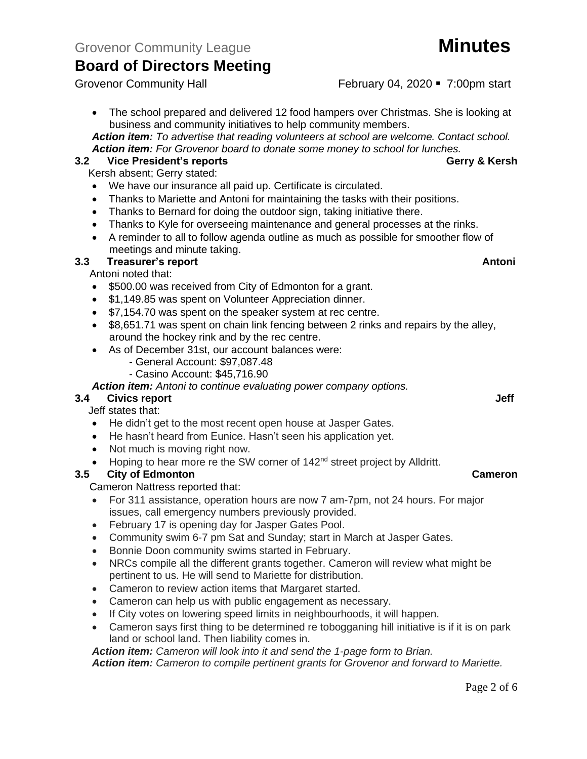- The school prepared and delivered 12 food hampers over Christmas. She is looking at business and community initiatives to help community members.

***Action item:*** *To advertise that reading volunteers at school are welcome. Contact school.*
***Action item:*** *For Grovenor board to donate some money to school for lunches.*

### 3.2 Vice President's reports — Gerry & Kersh

Kersh absent; Gerry stated:

- We have our insurance all paid up. Certificate is circulated.
- Thanks to Mariette and Antoni for maintaining the tasks with their positions.
- Thanks to Bernard for doing the outdoor sign, taking initiative there.
- Thanks to Kyle for overseeing maintenance and general processes at the rinks.
- A reminder to all to follow agenda outline as much as possible for smoother flow of meetings and minute taking.

### 3.3 Treasurer's report — Antoni

Antoni noted that:

- $500.00 was received from City of Edmonton for a grant.
- $1,149.85 was spent on Volunteer Appreciation dinner.
- $7,154.70 was spent on the speaker system at rec centre.
- $8,651.71 was spent on chain link fencing between 2 rinks and repairs by the alley, around the hockey rink and by the rec centre.
- As of December 31st, our account balances were:
  - General Account: $97,087.48
  - Casino Account: $45,716.90

***Action item:*** *Antoni to continue evaluating power company options.*

### 3.4 Civics report — Jeff

Jeff states that:

- He didn't get to the most recent open house at Jasper Gates.
- He hasn't heard from Eunice. Hasn't seen his application yet.
- Not much is moving right now.
- Hoping to hear more re the SW corner of 142nd street project by Alldritt.

### 3.5 City of Edmonton — Cameron

Cameron Nattress reported that:

- For 311 assistance, operation hours are now 7 am-7pm, not 24 hours. For major issues, call emergency numbers previously provided.
- February 17 is opening day for Jasper Gates Pool.
- Community swim 6-7 pm Sat and Sunday; start in March at Jasper Gates.
- Bonnie Doon community swims started in February.
- NRCs compile all the different grants together. Cameron will review what might be pertinent to us. He will send to Mariette for distribution.
- Cameron to review action items that Margaret started.
- Cameron can help us with public engagement as necessary.
- If City votes on lowering speed limits in neighbourhoods, it will happen.
- Cameron says first thing to be determined re tobogganing hill initiative is if it is on park land or school land. Then liability comes in.

***Action item:*** *Cameron will look into it and send the 1-page form to Brian.*
***Action item:*** *Cameron to compile pertinent grants for Grovenor and forward to Mariette.*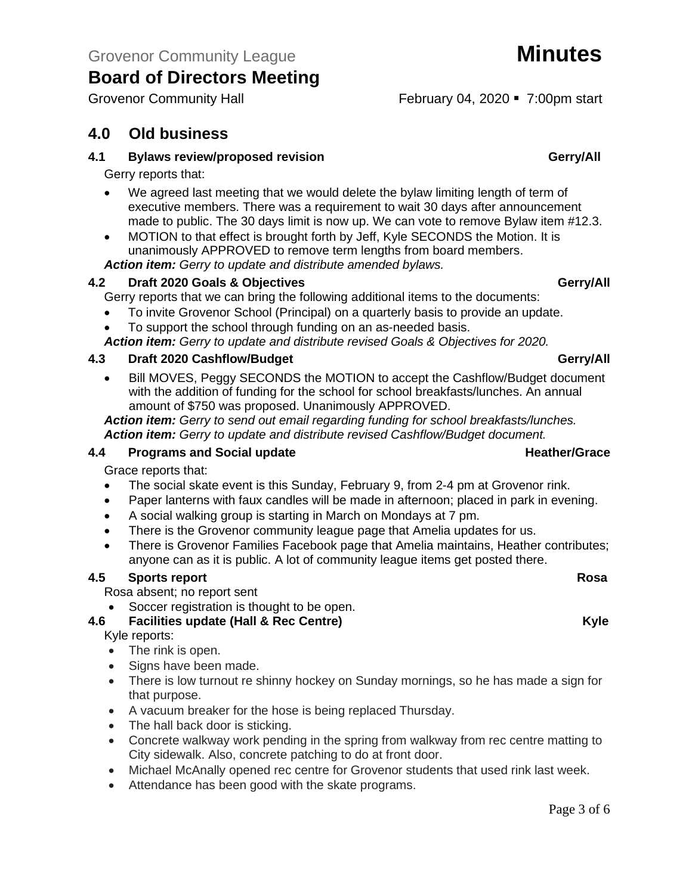## 4.0 Old business

### 4.1 Bylaws review/proposed revision — Gerry/All

Gerry reports that:

- We agreed last meeting that we would delete the bylaw limiting length of term of executive members. There was a requirement to wait 30 days after announcement made to public. The 30 days limit is now up. We can vote to remove Bylaw item #12.3.
- MOTION to that effect is brought forth by Jeff, Kyle SECONDS the Motion. It is unanimously APPROVED to remove term lengths from board members.

***Action item:*** *Gerry to update and distribute amended bylaws.*

### 4.2 Draft 2020 Goals & Objectives — Gerry/All

Gerry reports that we can bring the following additional items to the documents:

- To invite Grovenor School (Principal) on a quarterly basis to provide an update.
- To support the school through funding on an as-needed basis.

***Action item:*** *Gerry to update and distribute revised Goals & Objectives for 2020.*

### 4.3 Draft 2020 Cashflow/Budget — Gerry/All

- Bill MOVES, Peggy SECONDS the MOTION to accept the Cashflow/Budget document with the addition of funding for the school for school breakfasts/lunches. An annual amount of $750 was proposed. Unanimously APPROVED.

***Action item:*** *Gerry to send out email regarding funding for school breakfasts/lunches.*
***Action item:*** *Gerry to update and distribute revised Cashflow/Budget document.*

### 4.4 Programs and Social update — Heather/Grace

Grace reports that:

- The social skate event is this Sunday, February 9, from 2-4 pm at Grovenor rink.
- Paper lanterns with faux candles will be made in afternoon; placed in park in evening.
- A social walking group is starting in March on Mondays at 7 pm.
- There is the Grovenor community league page that Amelia updates for us.
- There is Grovenor Families Facebook page that Amelia maintains, Heather contributes; anyone can as it is public. A lot of community league items get posted there.

### 4.5 Sports report — Rosa

Rosa absent; no report sent

- Soccer registration is thought to be open.

### 4.6 Facilities update (Hall & Rec Centre) — Kyle

Kyle reports:

- The rink is open.
- Signs have been made.
- There is low turnout re shinny hockey on Sunday mornings, so he has made a sign for that purpose.
- A vacuum breaker for the hose is being replaced Thursday.
- The hall back door is sticking.
- Concrete walkway work pending in the spring from walkway from rec centre matting to City sidewalk. Also, concrete patching to do at front door.
- Michael McAnally opened rec centre for Grovenor students that used rink last week.
- Attendance has been good with the skate programs.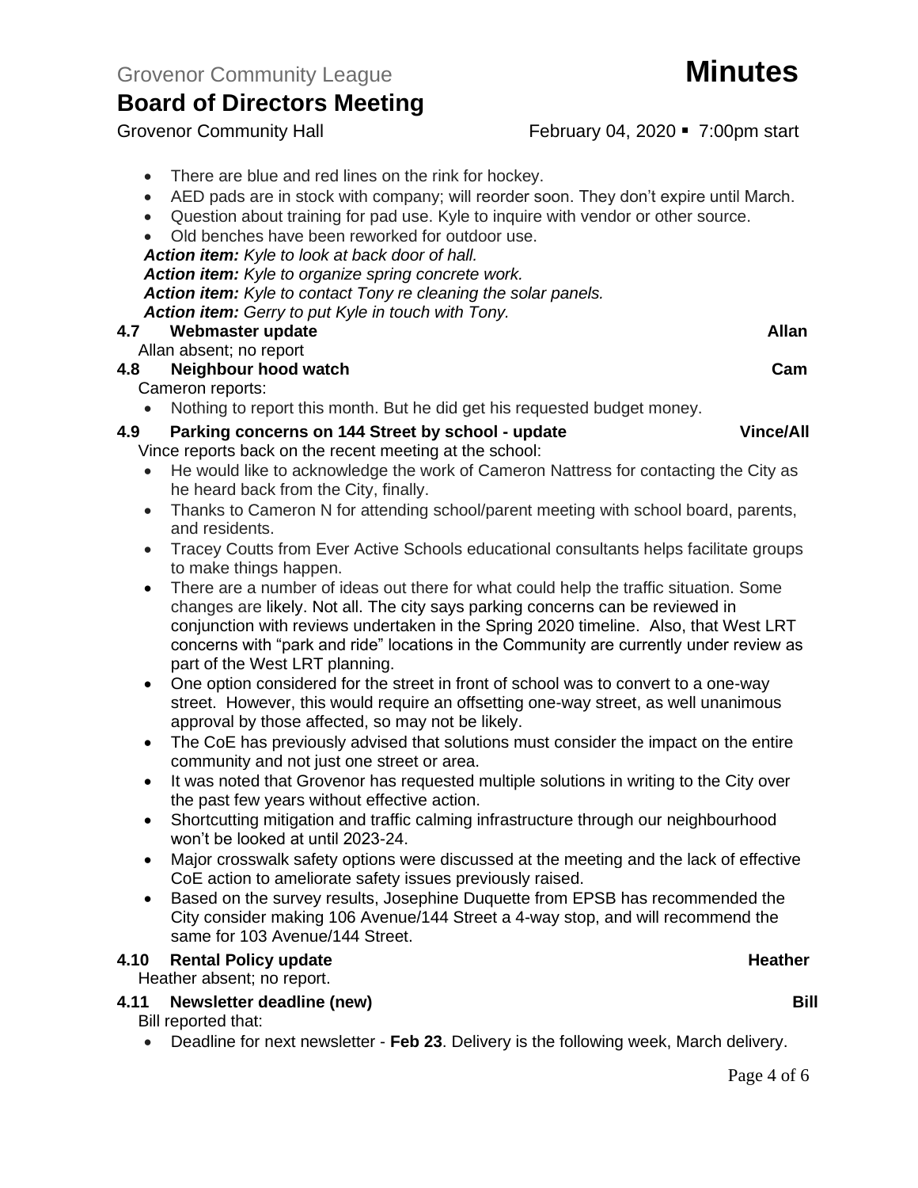- There are blue and red lines on the rink for hockey.
- AED pads are in stock with company; will reorder soon. They don't expire until March.
- Question about training for pad use. Kyle to inquire with vendor or other source.
- Old benches have been reworked for outdoor use.

***Action item:*** *Kyle to look at back door of hall.*
***Action item:*** *Kyle to organize spring concrete work.*
***Action item:*** *Kyle to contact Tony re cleaning the solar panels.*
***Action item:*** *Gerry to put Kyle in touch with Tony.*

### 4.7 Webmaster update — Allan

Allan absent; no report

### 4.8 Neighbour hood watch — Cam

Cameron reports:

- Nothing to report this month. But he did get his requested budget money.

### 4.9 Parking concerns on 144 Street by school - update — Vince/All

Vince reports back on the recent meeting at the school:

- He would like to acknowledge the work of Cameron Nattress for contacting the City as he heard back from the City, finally.
- Thanks to Cameron N for attending school/parent meeting with school board, parents, and residents.
- Tracey Coutts from Ever Active Schools educational consultants helps facilitate groups to make things happen.
- There are a number of ideas out there for what could help the traffic situation. Some changes are likely. Not all. The city says parking concerns can be reviewed in conjunction with reviews undertaken in the Spring 2020 timeline. Also, that West LRT concerns with "park and ride" locations in the Community are currently under review as part of the West LRT planning.
- One option considered for the street in front of school was to convert to a one-way street. However, this would require an offsetting one-way street, as well unanimous approval by those affected, so may not be likely.
- The CoE has previously advised that solutions must consider the impact on the entire community and not just one street or area.
- It was noted that Grovenor has requested multiple solutions in writing to the City over the past few years without effective action.
- Shortcutting mitigation and traffic calming infrastructure through our neighbourhood won't be looked at until 2023-24.
- Major crosswalk safety options were discussed at the meeting and the lack of effective CoE action to ameliorate safety issues previously raised.
- Based on the survey results, Josephine Duquette from EPSB has recommended the City consider making 106 Avenue/144 Street a 4-way stop, and will recommend the same for 103 Avenue/144 Street.

### 4.10 Rental Policy update — Heather

Heather absent; no report.

### 4.11 Newsletter deadline (new) — Bill

Bill reported that:

- Deadline for next newsletter - **Feb 23**. Delivery is the following week, March delivery.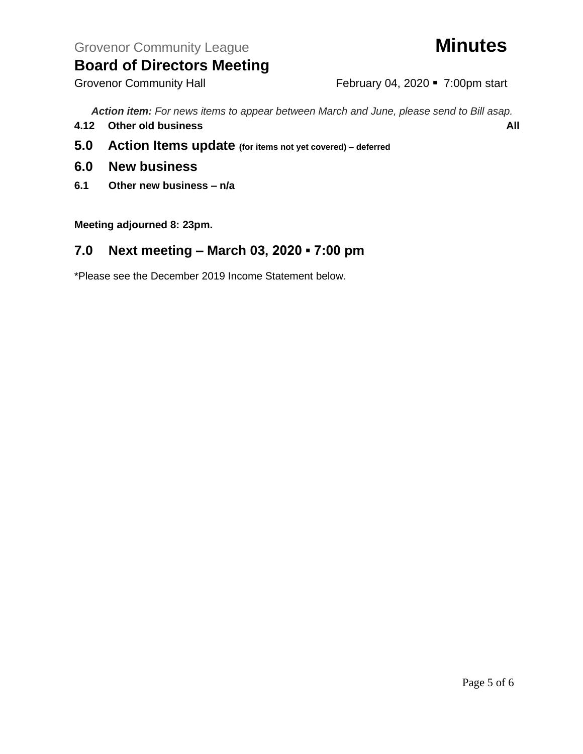*__Action item:__ For news items to appear between March and June, please send to Bill asap.*

**4.12 Other old business** **All**

## 5.0 Action Items update (for items not yet covered) – deferred

## 6.0 New business

**6.1 Other new business – n/a**

**Meeting adjourned 8: 23pm.**

## 7.0 Next meeting – March 03, 2020 ▪ 7:00 pm

*Please see the December 2019 Income Statement below.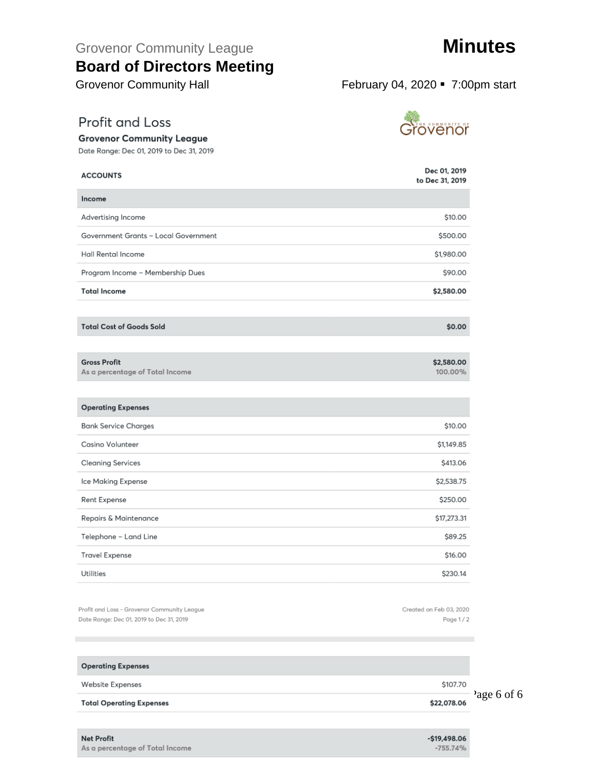Grovenor Community League

# Board of Directors Meeting

# Minutes

Grovenor Community Hall

February 04, 2020 ▪ 7:00pm start

## Profit and Loss

**Grovenor Community League**

Date Range: Dec 01, 2019 to Dec 31, 2019

| ACCOUNTS | Dec 01, 2019 to Dec 31, 2019 |
|---|---|
| **Income** | |
| Advertising Income | $10.00 |
| Government Grants – Local Government | $500.00 |
| Hall Rental Income | $1,980.00 |
| Program Income – Membership Dues | $90.00 |
| **Total Income** | **$2,580.00** |
| **Total Cost of Goods Sold** | **$0.00** |
| **Gross Profit** | **$2,580.00** |
| As a percentage of Total Income | 100.00% |
| **Operating Expenses** | |
| Bank Service Charges | $10.00 |
| Casino Volunteer | $1,149.85 |
| Cleaning Services | $413.06 |
| Ice Making Expense | $2,538.75 |
| Rent Expense | $250.00 |
| Repairs & Maintenance | $17,273.31 |
| Telephone – Land Line | $89.25 |
| Travel Expense | $16.00 |
| Utilities | $230.14 |
| Website Expenses | $107.70 |
| **Total Operating Expenses** | **$22,078.06** |
| **Net Profit** | **-$19,498.06** |
| As a percentage of Total Income | -755.74% |

Profit and Loss - Grovenor Community League
Date Range: Dec 01, 2019 to Dec 31, 2019

Created on Feb 03, 2020